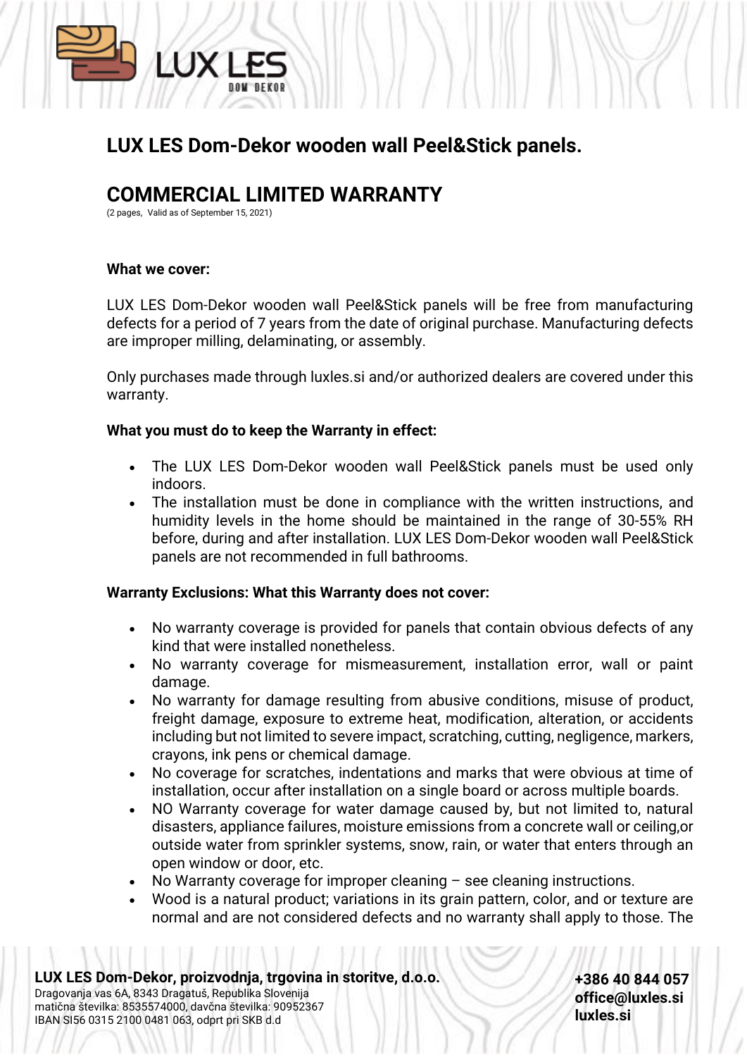# LUX LES Dom-Dekor wooden wall Peel&Stick panels.

## COMMERCIAL LIMITED WARRANTY

(2 pages, Valid as of September 15, 2021)

**What we cover:**

LUX LES Dom-Dekor wooden wall Peel&Stick panels will be free from manufacturing defects for a period of 7 years from the date of original purchase. Manufacturing defects are improper milling, delaminating, or assembly.

Only purchases made through luxles.si and/or authorized dealers are covered under this warranty.

**What you must do to keep the Warranty in effect:**

- The LUX LES Dom-Dekor wooden wall Peel&Stick panels must be used only indoors.
- The installation must be done in compliance with the written instructions, and humidity levels in the home should be maintained in the range of 30-55% RH before, during and after installation. LUX LES Dom-Dekor wooden wall Peel&Stick panels are not recommended in full bathrooms.

**Warranty Exclusions: What this Warranty does not cover:**

- No warranty coverage is provided for panels that contain obvious defects of any kind that were installed nonetheless.
- No warranty coverage for mismeasurement, installation error, wall or paint damage.
- No warranty for damage resulting from abusive conditions, misuse of product, freight damage, exposure to extreme heat, modification, alteration, or accidents including but not limited to severe impact, scratching, cutting, negligence, markers, crayons, ink pens or chemical damage.
- No coverage for scratches, indentations and marks that were obvious at time of installation, occur after installation on a single board or across multiple boards.
- NO Warranty coverage for water damage caused by, but not limited to, natural disasters, appliance failures, moisture emissions from a concrete wall or ceiling,or outside water from sprinkler systems, snow, rain, or water that enters through an open window or door, etc.
- No Warranty coverage for improper cleaning – see cleaning instructions.
- Wood is a natural product; variations in its grain pattern, color, and or texture are normal and are not considered defects and no warranty shall apply to those. The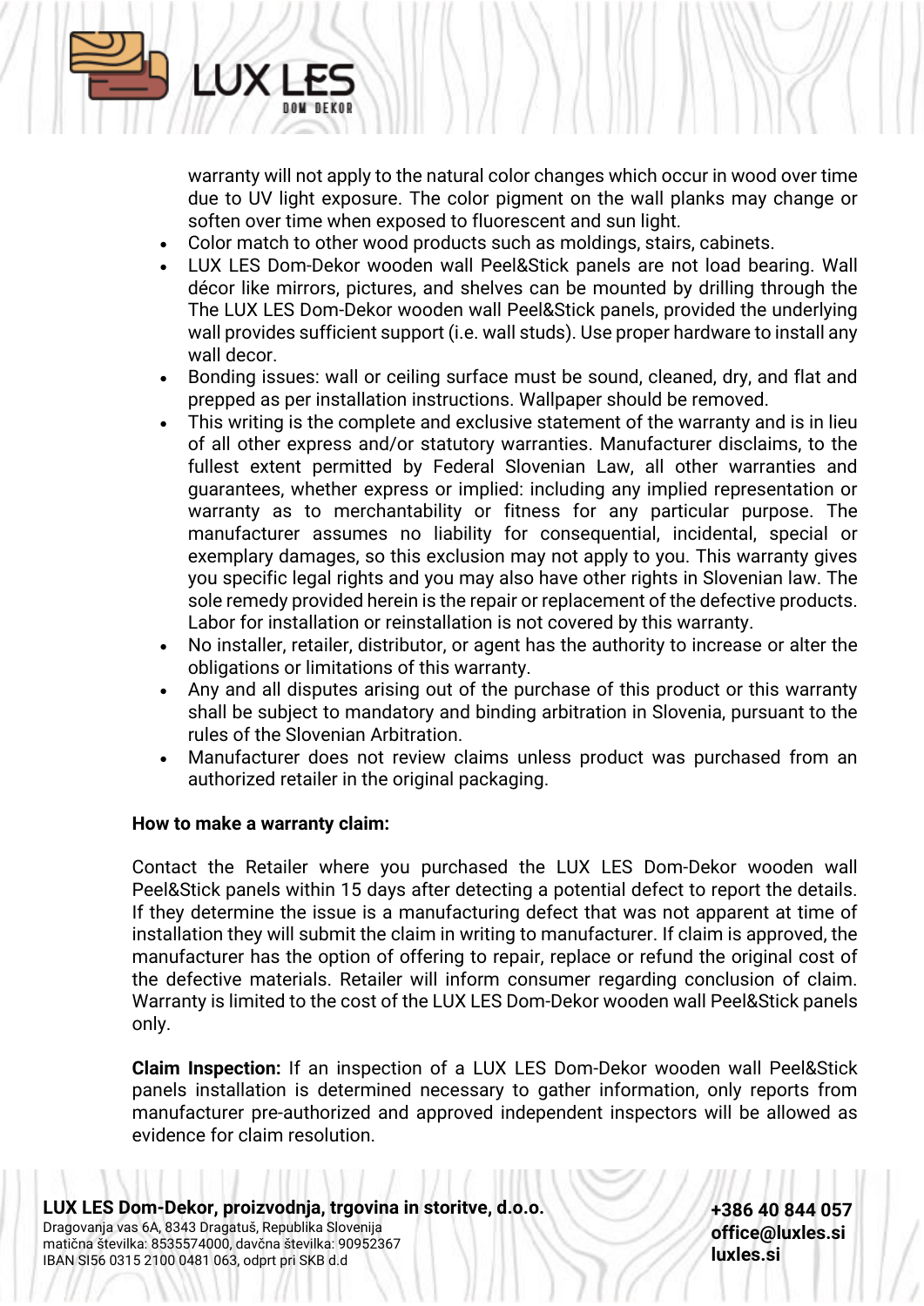warranty will not apply to the natural color changes which occur in wood over time due to UV light exposure. The color pigment on the wall planks may change or soften over time when exposed to fluorescent and sun light.

- Color match to other wood products such as moldings, stairs, cabinets.
- LUX LES Dom-Dekor wooden wall Peel&Stick panels are not load bearing. Wall décor like mirrors, pictures, and shelves can be mounted by drilling through the The LUX LES Dom-Dekor wooden wall Peel&Stick panels, provided the underlying wall provides sufficient support (i.e. wall studs). Use proper hardware to install any wall decor.
- Bonding issues: wall or ceiling surface must be sound, cleaned, dry, and flat and prepped as per installation instructions. Wallpaper should be removed.
- This writing is the complete and exclusive statement of the warranty and is in lieu of all other express and/or statutory warranties. Manufacturer disclaims, to the fullest extent permitted by Federal Slovenian Law, all other warranties and guarantees, whether express or implied: including any implied representation or warranty as to merchantability or fitness for any particular purpose. The manufacturer assumes no liability for consequential, incidental, special or exemplary damages, so this exclusion may not apply to you. This warranty gives you specific legal rights and you may also have other rights in Slovenian law. The sole remedy provided herein is the repair or replacement of the defective products. Labor for installation or reinstallation is not covered by this warranty.
- No installer, retailer, distributor, or agent has the authority to increase or alter the obligations or limitations of this warranty.
- Any and all disputes arising out of the purchase of this product or this warranty shall be subject to mandatory and binding arbitration in Slovenia, pursuant to the rules of the Slovenian Arbitration.
- Manufacturer does not review claims unless product was purchased from an authorized retailer in the original packaging.

**How to make a warranty claim:**

Contact the Retailer where you purchased the LUX LES Dom-Dekor wooden wall Peel&Stick panels within 15 days after detecting a potential defect to report the details. If they determine the issue is a manufacturing defect that was not apparent at time of installation they will submit the claim in writing to manufacturer. If claim is approved, the manufacturer has the option of offering to repair, replace or refund the original cost of the defective materials. Retailer will inform consumer regarding conclusion of claim. Warranty is limited to the cost of the LUX LES Dom-Dekor wooden wall Peel&Stick panels only.

**Claim Inspection:** If an inspection of a LUX LES Dom-Dekor wooden wall Peel&Stick panels installation is determined necessary to gather information, only reports from manufacturer pre-authorized and approved independent inspectors will be allowed as evidence for claim resolution.